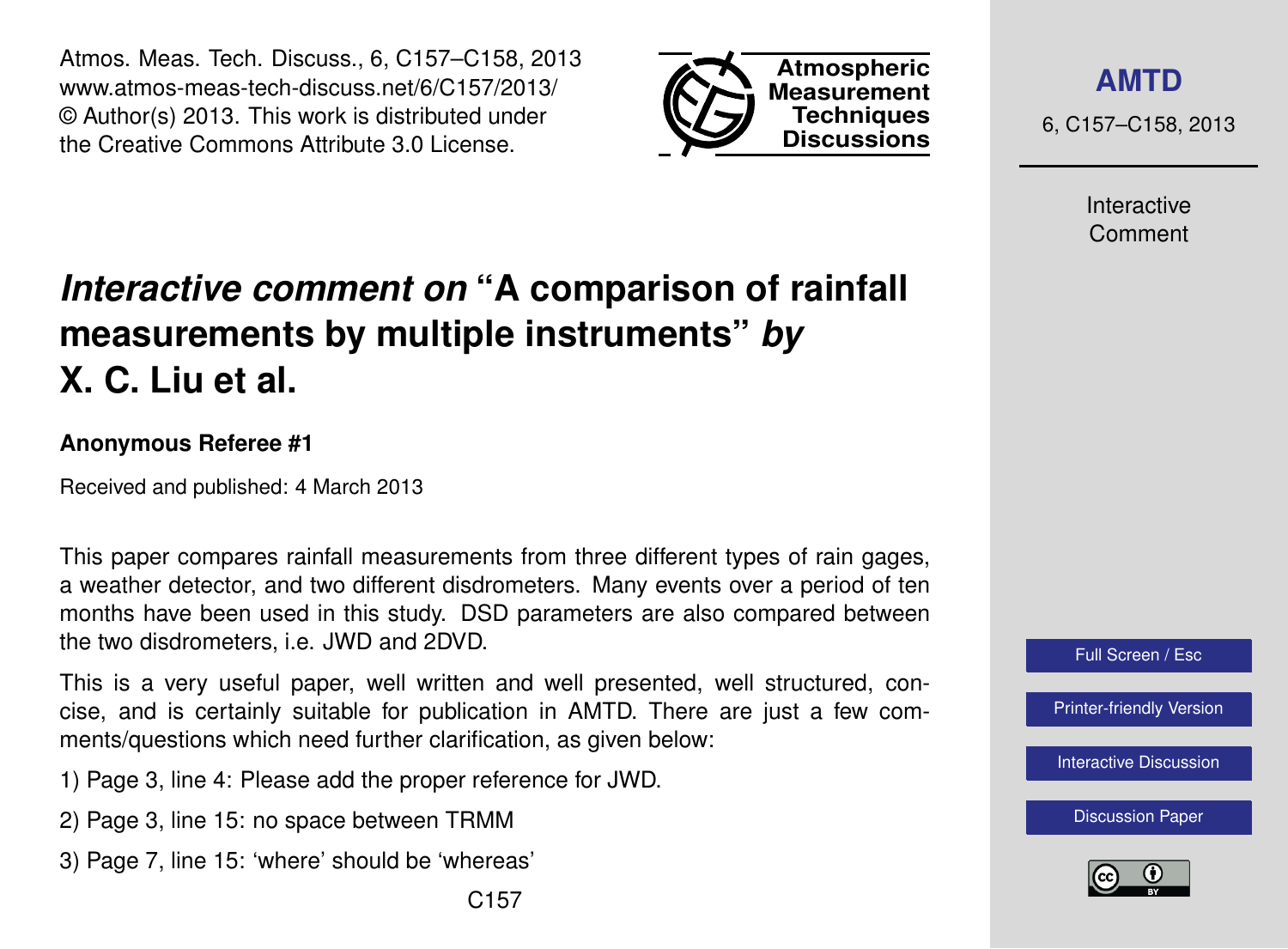# *Interactive comment on* "A comparison of rainfall measurements by multiple instruments" *by* X. C. Liu et al.

**Anonymous Referee #1**

Received and published: 4 March 2013

This paper compares rainfall measurements from three different types of rain gages, a weather detector, and two different disdrometers. Many events over a period of ten months have been used in this study. DSD parameters are also compared between the two disdrometers, i.e. JWD and 2DVD.

This is a very useful paper, well written and well presented, well structured, concise, and is certainly suitable for publication in AMTD. There are just a few comments/questions which need further clarification, as given below:

1) Page 3, line 4: Please add the proper reference for JWD.

2) Page 3, line 15: no space between TRMM

3) Page 7, line 15: 'where' should be 'whereas'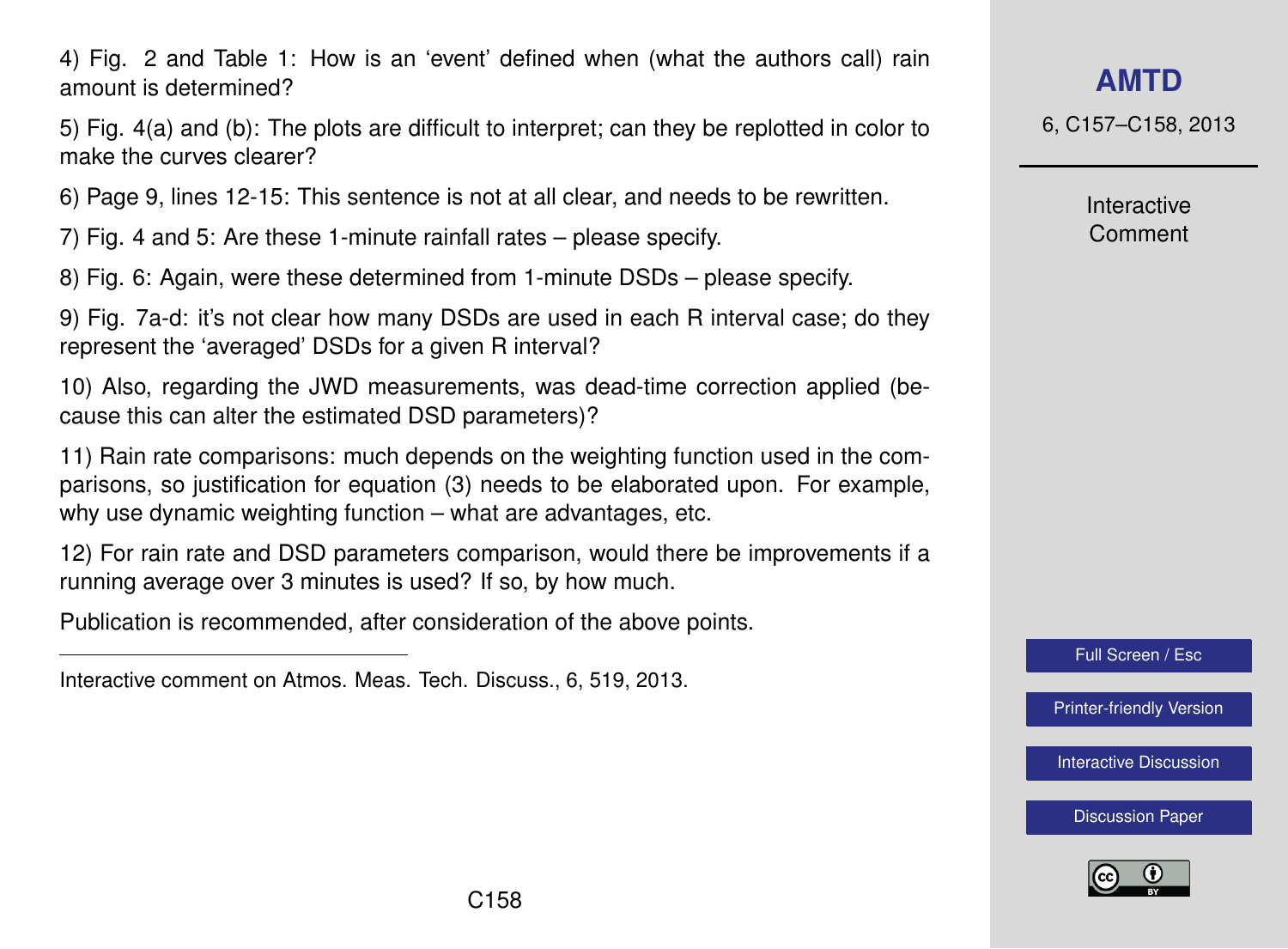4) Fig. 2 and Table 1: How is an 'event' defined when (what the authors call) rain amount is determined?

5) Fig. 4(a) and (b): The plots are difficult to interpret; can they be replotted in color to make the curves clearer?

6) Page 9, lines 12-15: This sentence is not at all clear, and needs to be rewritten.

7) Fig. 4 and 5: Are these 1-minute rainfall rates – please specify.

8) Fig. 6: Again, were these determined from 1-minute DSDs – please specify.

9) Fig. 7a-d: it's not clear how many DSDs are used in each R interval case; do they represent the 'averaged' DSDs for a given R interval?

10) Also, regarding the JWD measurements, was dead-time correction applied (because this can alter the estimated DSD parameters)?

11) Rain rate comparisons: much depends on the weighting function used in the comparisons, so justification for equation (3) needs to be elaborated upon. For example, why use dynamic weighting function – what are advantages, etc.

12) For rain rate and DSD parameters comparison, would there be improvements if a running average over 3 minutes is used? If so, by how much.

Publication is recommended, after consideration of the above points.

---

Interactive comment on Atmos. Meas. Tech. Discuss., 6, 519, 2013.